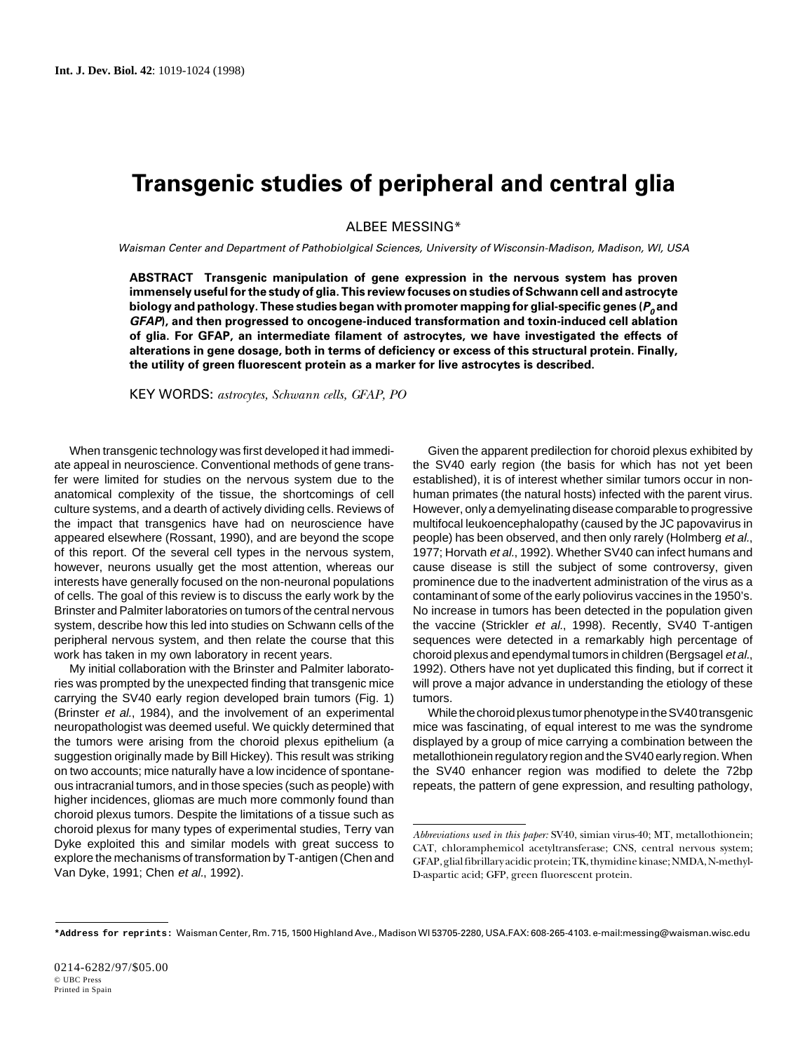# Transgenic studies of peripheral and central glia

ALBEE MESSING*

*Waisman Center and Department of Pathobiolgical Sciences, University of Wisconsin-Madison, Madison, WI, USA*

**ABSTRACT Transgenic manipulation of gene expression in the nervous system has proven immensely useful for the study of glia. This review focuses on studies of Schwann cell and astrocyte biology and pathology. These studies began with promoter mapping for glial-specific genes (*$P_0$* and *GFAP*), and then progressed to oncogene-induced transformation and toxin-induced cell ablation of glia. For GFAP, an intermediate filament of astrocytes, we have investigated the effects of alterations in gene dosage, both in terms of deficiency or excess of this structural protein. Finally, the utility of green fluorescent protein as a marker for live astrocytes is described.**

KEY WORDS: *astrocytes, Schwann cells, GFAP, PO*

When transgenic technology was first developed it had immediate appeal in neuroscience. Conventional methods of gene transfer were limited for studies on the nervous system due to the anatomical complexity of the tissue, the shortcomings of cell culture systems, and a dearth of actively dividing cells. Reviews of the impact that transgenics have had on neuroscience have appeared elsewhere (Rossant, 1990), and are beyond the scope of this report. Of the several cell types in the nervous system, however, neurons usually get the most attention, whereas our interests have generally focused on the non-neuronal populations of cells. The goal of this review is to discuss the early work by the Brinster and Palmiter laboratories on tumors of the central nervous system, describe how this led into studies on Schwann cells of the peripheral nervous system, and then relate the course that this work has taken in my own laboratory in recent years.

My initial collaboration with the Brinster and Palmiter laboratories was prompted by the unexpected finding that transgenic mice carrying the SV40 early region developed brain tumors (Fig. 1) (Brinster *et al.*, 1984), and the involvement of an experimental neuropathologist was deemed useful. We quickly determined that the tumors were arising from the choroid plexus epithelium (a suggestion originally made by Bill Hickey). This result was striking on two accounts; mice naturally have a low incidence of spontaneous intracranial tumors, and in those species (such as people) with higher incidences, gliomas are much more commonly found than choroid plexus tumors. Despite the limitations of a tissue such as choroid plexus for many types of experimental studies, Terry van Dyke exploited this and similar models with great success to explore the mechanisms of transformation by T-antigen (Chen and Van Dyke, 1991; Chen *et al.*, 1992).

Given the apparent predilection for choroid plexus exhibited by the SV40 early region (the basis for which has not yet been established), it is of interest whether similar tumors occur in non-human primates (the natural hosts) infected with the parent virus. However, only a demyelinating disease comparable to progressive multifocal leukoencephalopathy (caused by the JC papovavirus in people) has been observed, and then only rarely (Holmberg *et al.*, 1977; Horvath *et al.*, 1992). Whether SV40 can infect humans and cause disease is still the subject of some controversy, given prominence due to the inadvertent administration of the virus as a contaminant of some of the early poliovirus vaccines in the 1950's. No increase in tumors has been detected in the population given the vaccine (Strickler *et al.*, 1998). Recently, SV40 T-antigen sequences were detected in a remarkably high percentage of choroid plexus and ependymal tumors in children (Bergsagel *et al.*, 1992). Others have not yet duplicated this finding, but if correct it will prove a major advance in understanding the etiology of these tumors.

While the choroid plexus tumor phenotype in the SV40 transgenic mice was fascinating, of equal interest to me was the syndrome displayed by a group of mice carrying a combination between the metallothionein regulatory region and the SV40 early region. When the SV40 enhancer region was modified to delete the 72bp repeats, the pattern of gene expression, and resulting pathology,

---

*Abbreviations used in this paper:* SV40, simian virus-40; MT, metallothionein; CAT, chloramphemicol acetyltransferase; CNS, central nervous system; GFAP, glial fibrillary acidic protein; TK, thymidine kinase; NMDA, N-methyl-D-aspartic acid; GFP, green fluorescent protein.

---

***Address for reprints:** Waisman Center, Rm. 715, 1500 Highland Ave., Madison WI 53705-2280, USA. FAX: 608-265-4103. e-mail: messing@waisman.wisc.edu

0214-6282/97/$05.00
© UBC Press
Printed in Spain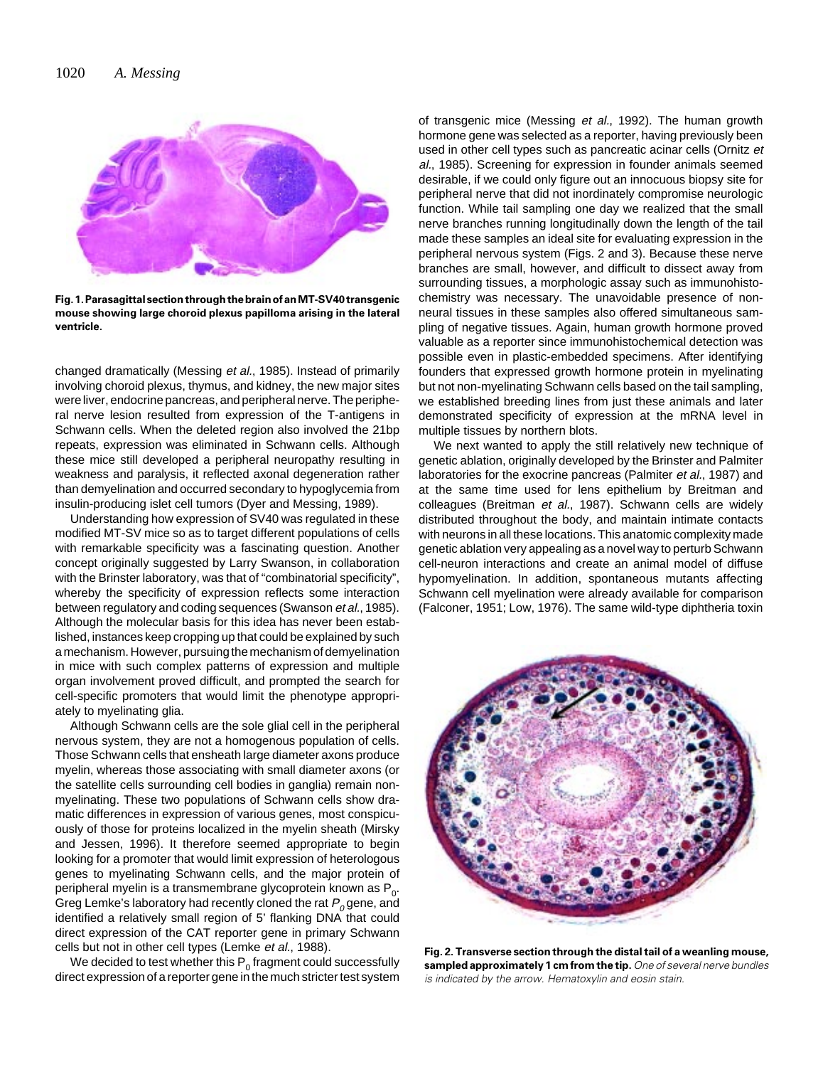**Fig. 1. Parasagittal section through the brain of an MT-SV40 transgenic mouse showing large choroid plexus papilloma arising in the lateral ventricle.**

changed dramatically (Messing *et al.*, 1985). Instead of primarily involving choroid plexus, thymus, and kidney, the new major sites were liver, endocrine pancreas, and peripheral nerve. The peripheral nerve lesion resulted from expression of the T-antigens in Schwann cells. When the deleted region also involved the 21bp repeats, expression was eliminated in Schwann cells. Although these mice still developed a peripheral neuropathy resulting in weakness and paralysis, it reflected axonal degeneration rather than demyelination and occurred secondary to hypoglycemia from insulin-producing islet cell tumors (Dyer and Messing, 1989).

Understanding how expression of SV40 was regulated in these modified MT-SV mice so as to target different populations of cells with remarkable specificity was a fascinating question. Another concept originally suggested by Larry Swanson, in collaboration with the Brinster laboratory, was that of "combinatorial specificity", whereby the specificity of expression reflects some interaction between regulatory and coding sequences (Swanson *et al.*, 1985). Although the molecular basis for this idea has never been established, instances keep cropping up that could be explained by such a mechanism. However, pursuing the mechanism of demyelination in mice with such complex patterns of expression and multiple organ involvement proved difficult, and prompted the search for cell-specific promoters that would limit the phenotype appropriately to myelinating glia.

Although Schwann cells are the sole glial cell in the peripheral nervous system, they are not a homogenous population of cells. Those Schwann cells that ensheath large diameter axons produce myelin, whereas those associating with small diameter axons (or the satellite cells surrounding cell bodies in ganglia) remain non-myelinating. These two populations of Schwann cells show dramatic differences in expression of various genes, most conspicuously of those for proteins localized in the myelin sheath (Mirsky and Jessen, 1996). It therefore seemed appropriate to begin looking for a promoter that would limit expression of heterologous genes to myelinating Schwann cells, and the major protein of peripheral myelin is a transmembrane glycoprotein known as $P_0$. Greg Lemke's laboratory had recently cloned the rat $P_0$ gene, and identified a relatively small region of 5' flanking DNA that could direct expression of the CAT reporter gene in primary Schwann cells but not in other cell types (Lemke *et al.*, 1988).

We decided to test whether this $P_0$ fragment could successfully direct expression of a reporter gene in the much stricter test system of transgenic mice (Messing *et al.*, 1992). The human growth hormone gene was selected as a reporter, having previously been used in other cell types such as pancreatic acinar cells (Ornitz *et al.*, 1985). Screening for expression in founder animals seemed desirable, if we could only figure out an innocuous biopsy site for peripheral nerve that did not inordinately compromise neurologic function. While tail sampling one day we realized that the small nerve branches running longitudinally down the length of the tail made these samples an ideal site for evaluating expression in the peripheral nervous system (Figs. 2 and 3). Because these nerve branches are small, however, and difficult to dissect away from surrounding tissues, a morphologic assay such as immunohistochemistry was necessary. The unavoidable presence of non-neural tissues in these samples also offered simultaneous sampling of negative tissues. Again, human growth hormone proved valuable as a reporter since immunohistochemical detection was possible even in plastic-embedded specimens. After identifying founders that expressed growth hormone protein in myelinating but not non-myelinating Schwann cells based on the tail sampling, we established breeding lines from just these animals and later demonstrated specificity of expression at the mRNA level in multiple tissues by northern blots.

We next wanted to apply the still relatively new technique of genetic ablation, originally developed by the Brinster and Palmiter laboratories for the exocrine pancreas (Palmiter *et al.*, 1987) and at the same time used for lens epithelium by Breitman and colleagues (Breitman *et al.*, 1987). Schwann cells are widely distributed throughout the body, and maintain intimate contacts with neurons in all these locations. This anatomic complexity made genetic ablation very appealing as a novel way to perturb Schwann cell-neuron interactions and create an animal model of diffuse hypomyelination. In addition, spontaneous mutants affecting Schwann cell myelination were already available for comparison (Falconer, 1951; Low, 1976). The same wild-type diphtheria toxin

**Fig. 2. Transverse section through the distal tail of a weanling mouse, sampled approximately 1 cm from the tip.** *One of several nerve bundles is indicated by the arrow. Hematoxylin and eosin stain.*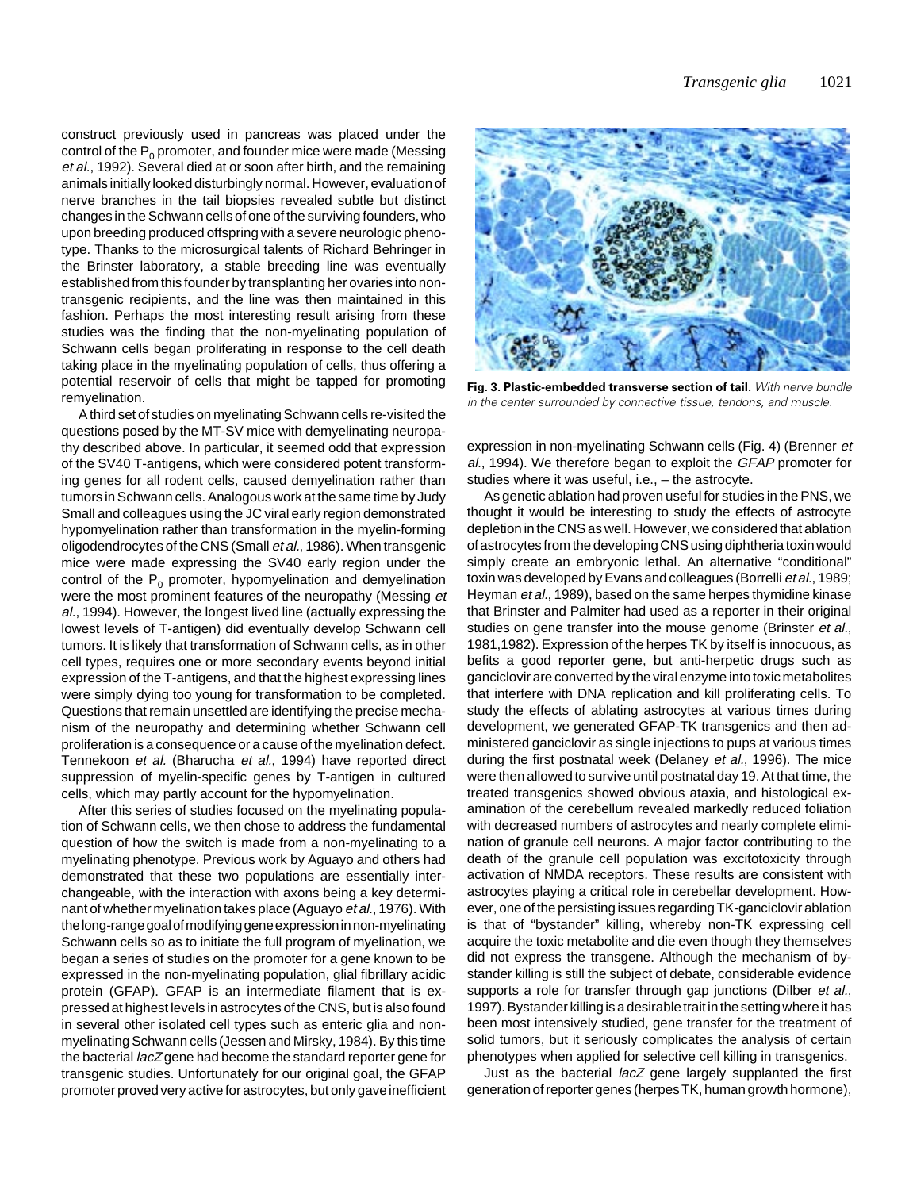construct previously used in pancreas was placed under the control of the $P_0$ promoter, and founder mice were made (Messing *et al.*, 1992). Several died at or soon after birth, and the remaining animals initially looked disturbingly normal. However, evaluation of nerve branches in the tail biopsies revealed subtle but distinct changes in the Schwann cells of one of the surviving founders, who upon breeding produced offspring with a severe neurologic phenotype. Thanks to the microsurgical talents of Richard Behringer in the Brinster laboratory, a stable breeding line was eventually established from this founder by transplanting her ovaries into non-transgenic recipients, and the line was then maintained in this fashion. Perhaps the most interesting result arising from these studies was the finding that the non-myelinating population of Schwann cells began proliferating in response to the cell death taking place in the myelinating population of cells, thus offering a potential reservoir of cells that might be tapped for promoting remyelination.

A third set of studies on myelinating Schwann cells re-visited the questions posed by the MT-SV mice with demyelinating neuropathy described above. In particular, it seemed odd that expression of the SV40 T-antigens, which were considered potent transforming genes for all rodent cells, caused demyelination rather than tumors in Schwann cells. Analogous work at the same time by Judy Small and colleagues using the JC viral early region demonstrated hypomyelination rather than transformation in the myelin-forming oligodendrocytes of the CNS (Small *et al.*, 1986). When transgenic mice were made expressing the SV40 early region under the control of the $P_0$ promoter, hypomyelination and demyelination were the most prominent features of the neuropathy (Messing *et al.*, 1994). However, the longest lived line (actually expressing the lowest levels of T-antigen) did eventually develop Schwann cell tumors. It is likely that transformation of Schwann cells, as in other cell types, requires one or more secondary events beyond initial expression of the T-antigens, and that the highest expressing lines were simply dying too young for transformation to be completed. Questions that remain unsettled are identifying the precise mechanism of the neuropathy and determining whether Schwann cell proliferation is a consequence or a cause of the myelination defect. Tennekoon *et al.* (Bharucha *et al.*, 1994) have reported direct suppression of myelin-specific genes by T-antigen in cultured cells, which may partly account for the hypomyelination.

After this series of studies focused on the myelinating population of Schwann cells, we then chose to address the fundamental question of how the switch is made from a non-myelinating to a myelinating phenotype. Previous work by Aguayo and others had demonstrated that these two populations are essentially interchangeable, with the interaction with axons being a key determinant of whether myelination takes place (Aguayo *et al.*, 1976). With the long-range goal of modifying gene expression in non-myelinating Schwann cells so as to initiate the full program of myelination, we began a series of studies on the promoter for a gene known to be expressed in the non-myelinating population, glial fibrillary acidic protein (GFAP). GFAP is an intermediate filament that is expressed at highest levels in astrocytes of the CNS, but is also found in several other isolated cell types such as enteric glia and non-myelinating Schwann cells (Jessen and Mirsky, 1984). By this time the bacterial *lacZ* gene had become the standard reporter gene for transgenic studies. Unfortunately for our original goal, the GFAP promoter proved very active for astrocytes, but only gave inefficient expression in non-myelinating Schwann cells (Fig. 4) (Brenner *et al.*, 1994). We therefore began to exploit the *GFAP* promoter for studies where it was useful, i.e., – the astrocyte.

**Fig. 3. Plastic-embedded transverse section of tail.** *With nerve bundle in the center surrounded by connective tissue, tendons, and muscle.*

As genetic ablation had proven useful for studies in the PNS, we thought it would be interesting to study the effects of astrocyte depletion in the CNS as well. However, we considered that ablation of astrocytes from the developing CNS using diphtheria toxin would simply create an embryonic lethal. An alternative "conditional" toxin was developed by Evans and colleagues (Borrelli *et al.*, 1989; Heyman *et al.*, 1989), based on the same herpes thymidine kinase that Brinster and Palmiter had used as a reporter in their original studies on gene transfer into the mouse genome (Brinster *et al.*, 1981,1982). Expression of the herpes TK by itself is innocuous, as befits a good reporter gene, but anti-herpetic drugs such as ganciclovir are converted by the viral enzyme into toxic metabolites that interfere with DNA replication and kill proliferating cells. To study the effects of ablating astrocytes at various times during development, we generated GFAP-TK transgenics and then administered ganciclovir as single injections to pups at various times during the first postnatal week (Delaney *et al.*, 1996). The mice were then allowed to survive until postnatal day 19. At that time, the treated transgenics showed obvious ataxia, and histological examination of the cerebellum revealed markedly reduced foliation with decreased numbers of astrocytes and nearly complete elimination of granule cell neurons. A major factor contributing to the death of the granule cell population was excitotoxicity through activation of NMDA receptors. These results are consistent with astrocytes playing a critical role in cerebellar development. However, one of the persisting issues regarding TK-ganciclovir ablation is that of "bystander" killing, whereby non-TK expressing cell acquire the toxic metabolite and die even though they themselves did not express the transgene. Although the mechanism of bystander killing is still the subject of debate, considerable evidence supports a role for transfer through gap junctions (Dilber *et al.*, 1997). Bystander killing is a desirable trait in the setting where it has been most intensively studied, gene transfer for the treatment of solid tumors, but it seriously complicates the analysis of certain phenotypes when applied for selective cell killing in transgenics.

Just as the bacterial *lacZ* gene largely supplanted the first generation of reporter genes (herpes TK, human growth hormone),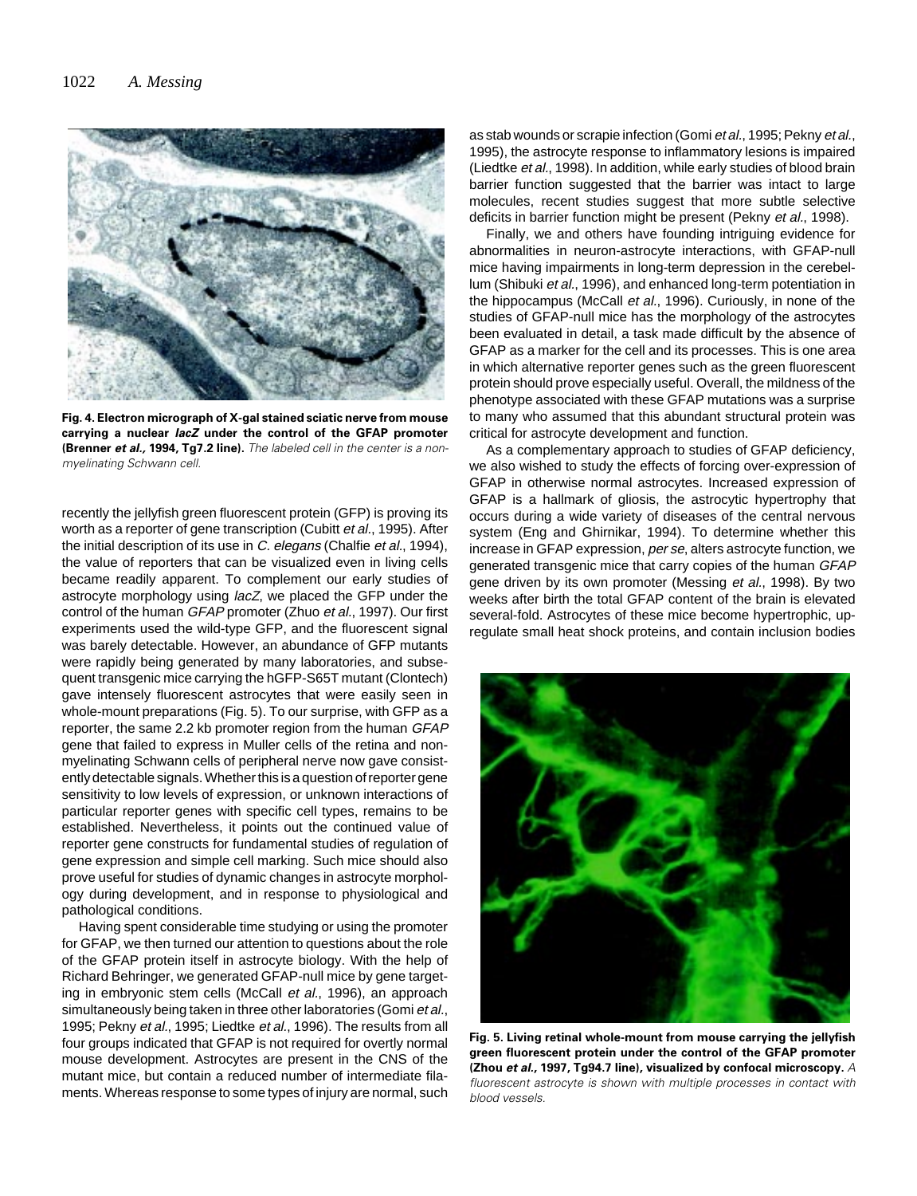**Fig. 4. Electron micrograph of X-gal stained sciatic nerve from mouse carrying a nuclear *lacZ* under the control of the GFAP promoter (Brenner *et al.,* 1994, Tg7.2 line).** *The labeled cell in the center is a non-myelinating Schwann cell.*

recently the jellyfish green fluorescent protein (GFP) is proving its worth as a reporter of gene transcription (Cubitt *et al*., 1995). After the initial description of its use in *C. elegans* (Chalfie *et al*., 1994), the value of reporters that can be visualized even in living cells became readily apparent. To complement our early studies of astrocyte morphology using *lacZ*, we placed the GFP under the control of the human *GFAP* promoter (Zhuo *et al*., 1997). Our first experiments used the wild-type GFP, and the fluorescent signal was barely detectable. However, an abundance of GFP mutants were rapidly being generated by many laboratories, and subsequent transgenic mice carrying the hGFP-S65T mutant (Clontech) gave intensely fluorescent astrocytes that were easily seen in whole-mount preparations (Fig. 5). To our surprise, with GFP as a reporter, the same 2.2 kb promoter region from the human *GFAP* gene that failed to express in Muller cells of the retina and non-myelinating Schwann cells of peripheral nerve now gave consistently detectable signals. Whether this is a question of reporter gene sensitivity to low levels of expression, or unknown interactions of particular reporter genes with specific cell types, remains to be established. Nevertheless, it points out the continued value of reporter gene constructs for fundamental studies of regulation of gene expression and simple cell marking. Such mice should also prove useful for studies of dynamic changes in astrocyte morphology during development, and in response to physiological and pathological conditions.

Having spent considerable time studying or using the promoter for GFAP, we then turned our attention to questions about the role of the GFAP protein itself in astrocyte biology. With the help of Richard Behringer, we generated GFAP-null mice by gene targeting in embryonic stem cells (McCall *et al*., 1996), an approach simultaneously being taken in three other laboratories (Gomi *et al*., 1995; Pekny *et al*., 1995; Liedtke *et al*., 1996). The results from all four groups indicated that GFAP is not required for overtly normal mouse development. Astrocytes are present in the CNS of the mutant mice, but contain a reduced number of intermediate filaments. Whereas response to some types of injury are normal, such as stab wounds or scrapie infection (Gomi *et al*., 1995; Pekny *et al*., 1995), the astrocyte response to inflammatory lesions is impaired (Liedtke *et al*., 1998). In addition, while early studies of blood brain barrier function suggested that the barrier was intact to large molecules, recent studies suggest that more subtle selective deficits in barrier function might be present (Pekny *et al*., 1998).

Finally, we and others have founding intriguing evidence for abnormalities in neuron-astrocyte interactions, with GFAP-null mice having impairments in long-term depression in the cerebellum (Shibuki *et al*., 1996), and enhanced long-term potentiation in the hippocampus (McCall *et al*., 1996). Curiously, in none of the studies of GFAP-null mice has the morphology of the astrocytes been evaluated in detail, a task made difficult by the absence of GFAP as a marker for the cell and its processes. This is one area in which alternative reporter genes such as the green fluorescent protein should prove especially useful. Overall, the mildness of the phenotype associated with these GFAP mutations was a surprise to many who assumed that this abundant structural protein was critical for astrocyte development and function.

As a complementary approach to studies of GFAP deficiency, we also wished to study the effects of forcing over-expression of GFAP in otherwise normal astrocytes. Increased expression of GFAP is a hallmark of gliosis, the astrocytic hypertrophy that occurs during a wide variety of diseases of the central nervous system (Eng and Ghirnikar, 1994). To determine whether this increase in GFAP expression, *per se*, alters astrocyte function, we generated transgenic mice that carry copies of the human *GFAP* gene driven by its own promoter (Messing *et al*., 1998). By two weeks after birth the total GFAP content of the brain is elevated several-fold. Astrocytes of these mice become hypertrophic, up-regulate small heat shock proteins, and contain inclusion bodies

**Fig. 5. Living retinal whole-mount from mouse carrying the jellyfish green fluorescent protein under the control of the GFAP promoter (Zhou *et al.,* 1997, Tg94.7 line), visualized by confocal microscopy.** *A fluorescent astrocyte is shown with multiple processes in contact with blood vessels.*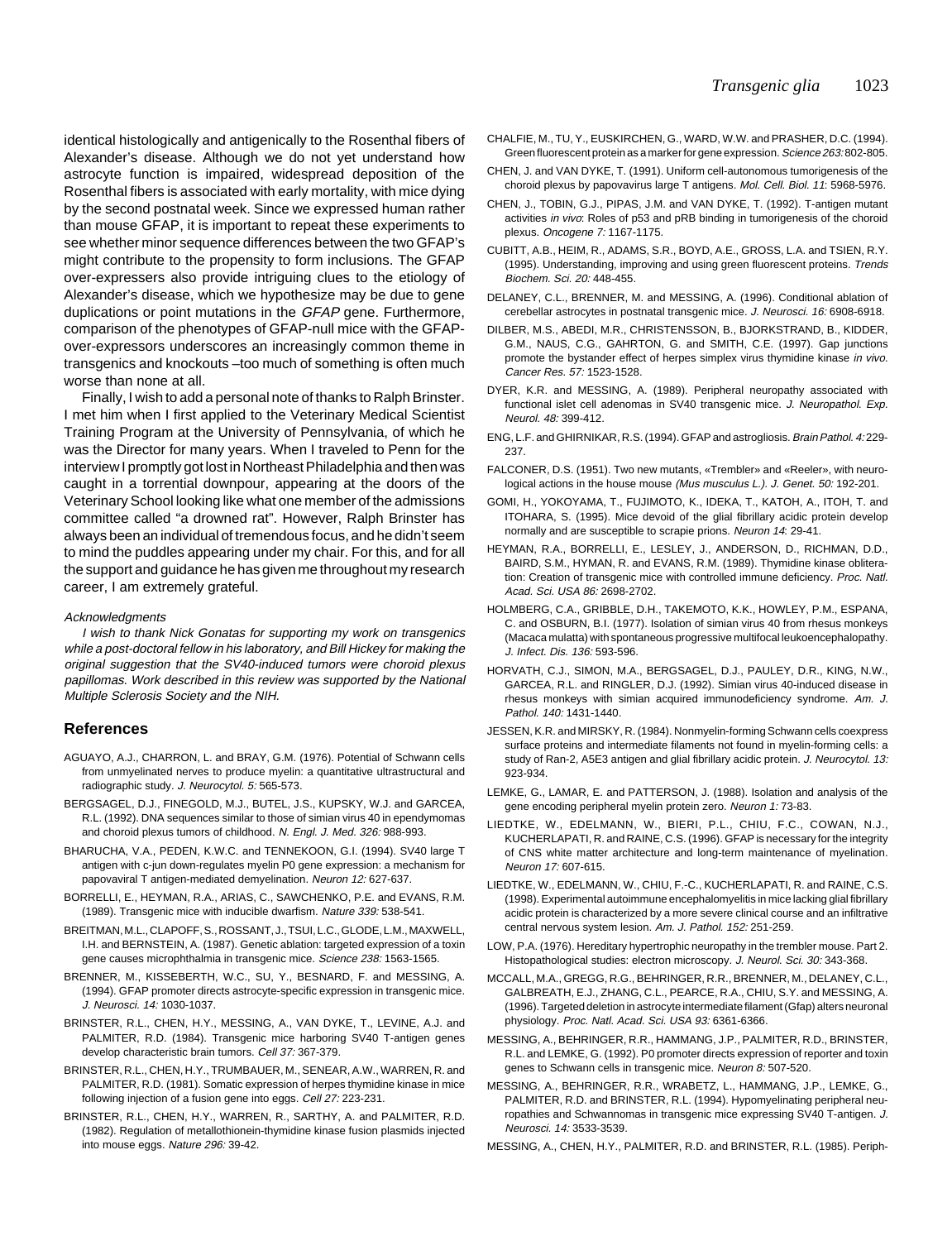identical histologically and antigenically to the Rosenthal fibers of Alexander's disease. Although we do not yet understand how astrocyte function is impaired, widespread deposition of the Rosenthal fibers is associated with early mortality, with mice dying by the second postnatal week. Since we expressed human rather than mouse GFAP, it is important to repeat these experiments to see whether minor sequence differences between the two GFAP's might contribute to the propensity to form inclusions. The GFAP over-expressers also provide intriguing clues to the etiology of Alexander's disease, which we hypothesize may be due to gene duplications or point mutations in the *GFAP* gene. Furthermore, comparison of the phenotypes of GFAP-null mice with the GFAP-over-expressors underscores an increasingly common theme in transgenics and knockouts –too much of something is often much worse than none at all.

Finally, I wish to add a personal note of thanks to Ralph Brinster. I met him when I first applied to the Veterinary Medical Scientist Training Program at the University of Pennsylvania, of which he was the Director for many years. When I traveled to Penn for the interview I promptly got lost in Northeast Philadelphia and then was caught in a torrential downpour, appearing at the doors of the Veterinary School looking like what one member of the admissions committee called "a drowned rat". However, Ralph Brinster has always been an individual of tremendous focus, and he didn't seem to mind the puddles appearing under my chair. For this, and for all the support and guidance he has given me throughout my research career, I am extremely grateful.

#### Acknowledgments

*I wish to thank Nick Gonatas for supporting my work on transgenics while a post-doctoral fellow in his laboratory, and Bill Hickey for making the original suggestion that the SV40-induced tumors were choroid plexus papillomas. Work described in this review was supported by the National Multiple Sclerosis Society and the NIH.*

## References

AGUAYO, A.J., CHARRON, L. and BRAY, G.M. (1976). Potential of Schwann cells from unmyelinated nerves to produce myelin: a quantitative ultrastructural and radiographic study. *J. Neurocytol. 5:* 565-573.

BERGSAGEL, D.J., FINEGOLD, M.J., BUTEL, J.S., KUPSKY, W.J. and GARCEA, R.L. (1992). DNA sequences similar to those of simian virus 40 in ependymomas and choroid plexus tumors of childhood. *N. Engl. J. Med. 326:* 988-993.

BHARUCHA, V.A., PEDEN, K.W.C. and TENNEKOON, G.I. (1994). SV40 large T antigen with c-jun down-regulates myelin P0 gene expression: a mechanism for papovaviral T antigen-mediated demyelination. *Neuron 12:* 627-637.

BORRELLI, E., HEYMAN, R.A., ARIAS, C., SAWCHENKO, P.E. and EVANS, R.M. (1989). Transgenic mice with inducible dwarfism. *Nature 339:* 538-541.

BREITMAN, M.L., CLAPOFF, S., ROSSANT, J., TSUI, L.C., GLODE, L.M., MAXWELL, I.H. and BERNSTEIN, A. (1987). Genetic ablation: targeted expression of a toxin gene causes microphthalmia in transgenic mice. *Science 238:* 1563-1565.

BRENNER, M., KISSEBERTH, W.C., SU, Y., BESNARD, F. and MESSING, A. (1994). GFAP promoter directs astrocyte-specific expression in transgenic mice. *J. Neurosci. 14:* 1030-1037.

BRINSTER, R.L., CHEN, H.Y., MESSING, A., VAN DYKE, T., LEVINE, A.J. and PALMITER, R.D. (1984). Transgenic mice harboring SV40 T-antigen genes develop characteristic brain tumors. *Cell 37:* 367-379.

BRINSTER, R.L., CHEN, H.Y., TRUMBAUER, M., SENEAR, A.W., WARREN, R. and PALMITER, R.D. (1981). Somatic expression of herpes thymidine kinase in mice following injection of a fusion gene into eggs. *Cell 27:* 223-231.

BRINSTER, R.L., CHEN, H.Y., WARREN, R., SARTHY, A. and PALMITER, R.D. (1982). Regulation of metallothionein-thymidine kinase fusion plasmids injected into mouse eggs. *Nature 296:* 39-42.

CHALFIE, M., TU, Y., EUSKIRCHEN, G., WARD, W.W. and PRASHER, D.C. (1994). Green fluorescent protein as a marker for gene expression. *Science 263:* 802-805.

CHEN, J. and VAN DYKE, T. (1991). Uniform cell-autonomous tumorigenesis of the choroid plexus by papovavirus large T antigens. *Mol. Cell. Biol. 11*: 5968-5976.

CHEN, J., TOBIN, G.J., PIPAS, J.M. and VAN DYKE, T. (1992). T-antigen mutant activities *in vivo*: Roles of p53 and pRB binding in tumorigenesis of the choroid plexus. *Oncogene 7:* 1167-1175.

CUBITT, A.B., HEIM, R., ADAMS, S.R., BOYD, A.E., GROSS, L.A. and TSIEN, R.Y. (1995). Understanding, improving and using green fluorescent proteins. *Trends Biochem. Sci. 20:* 448-455.

DELANEY, C.L., BRENNER, M. and MESSING, A. (1996). Conditional ablation of cerebellar astrocytes in postnatal transgenic mice. *J. Neurosci. 16:* 6908-6918.

DILBER, M.S., ABEDI, M.R., CHRISTENSSON, B., BJORKSTRAND, B., KIDDER, G.M., NAUS, C.G., GAHRTON, G. and SMITH, C.E. (1997). Gap junctions promote the bystander effect of herpes simplex virus thymidine kinase *in vivo. Cancer Res. 57:* 1523-1528.

DYER, K.R. and MESSING, A. (1989). Peripheral neuropathy associated with functional islet cell adenomas in SV40 transgenic mice. *J. Neuropathol. Exp. Neurol. 48:* 399-412.

ENG, L.F. and GHIRNIKAR, R.S. (1994). GFAP and astrogliosis. *Brain Pathol. 4:* 229-237.

FALCONER, D.S. (1951). Two new mutants, «Trembler» and «Reeler», with neurological actions in the house mouse *(Mus musculus L.). J. Genet. 50:* 192-201.

GOMI, H., YOKOYAMA, T., FUJIMOTO, K., IDEKA, T., KATOH, A., ITOH, T. and ITOHARA, S. (1995). Mice devoid of the glial fibrillary acidic protein develop normally and are susceptible to scrapie prions. *Neuron 14*: 29-41.

HEYMAN, R.A., BORRELLI, E., LESLEY, J., ANDERSON, D., RICHMAN, D.D., BAIRD, S.M., HYMAN, R. and EVANS, R.M. (1989). Thymidine kinase obliteration: Creation of transgenic mice with controlled immune deficiency. *Proc. Natl. Acad. Sci. USA 86:* 2698-2702.

HOLMBERG, C.A., GRIBBLE, D.H., TAKEMOTO, K.K., HOWLEY, P.M., ESPANA, C. and OSBURN, B.I. (1977). Isolation of simian virus 40 from rhesus monkeys (Macaca mulatta) with spontaneous progressive multifocal leukoencephalopathy. *J. Infect. Dis. 136:* 593-596.

HORVATH, C.J., SIMON, M.A., BERGSAGEL, D.J., PAULEY, D.R., KING, N.W., GARCEA, R.L. and RINGLER, D.J. (1992). Simian virus 40-induced disease in rhesus monkeys with simian acquired immunodeficiency syndrome. *Am. J. Pathol. 140:* 1431-1440.

JESSEN, K.R. and MIRSKY, R. (1984). Nonmyelin-forming Schwann cells coexpress surface proteins and intermediate filaments not found in myelin-forming cells: a study of Ran-2, A5E3 antigen and glial fibrillary acidic protein. *J. Neurocytol. 13:* 923-934.

LEMKE, G., LAMAR, E. and PATTERSON, J. (1988). Isolation and analysis of the gene encoding peripheral myelin protein zero. *Neuron 1:* 73-83.

LIEDTKE, W., EDELMANN, W., BIERI, P.L., CHIU, F.C., COWAN, N.J., KUCHERLAPATI, R. and RAINE, C.S. (1996). GFAP is necessary for the integrity of CNS white matter architecture and long-term maintenance of myelination. *Neuron 17:* 607-615.

LIEDTKE, W., EDELMANN, W., CHIU, F.-C., KUCHERLAPATI, R. and RAINE, C.S. (1998). Experimental autoimmune encephalomyelitis in mice lacking glial fibrillary acidic protein is characterized by a more severe clinical course and an infiltrative central nervous system lesion. *Am. J. Pathol. 152:* 251-259.

LOW, P.A. (1976). Hereditary hypertrophic neuropathy in the trembler mouse. Part 2. Histopathological studies: electron microscopy. *J. Neurol. Sci. 30:* 343-368.

MCCALL, M.A., GREGG, R.G., BEHRINGER, R.R., BRENNER, M., DELANEY, C.L., GALBREATH, E.J., ZHANG, C.L., PEARCE, R.A., CHIU, S.Y. and MESSING, A. (1996). Targeted deletion in astrocyte intermediate filament (Gfap) alters neuronal physiology. *Proc. Natl. Acad. Sci. USA 93:* 6361-6366.

MESSING, A., BEHRINGER, R.R., HAMMANG, J.P., PALMITER, R.D., BRINSTER, R.L. and LEMKE, G. (1992). P0 promoter directs expression of reporter and toxin genes to Schwann cells in transgenic mice. *Neuron 8:* 507-520.

MESSING, A., BEHRINGER, R.R., WRABETZ, L., HAMMANG, J.P., LEMKE, G., PALMITER, R.D. and BRINSTER, R.L. (1994). Hypomyelinating peripheral neuropathies and Schwannomas in transgenic mice expressing SV40 T-antigen. *J. Neurosci. 14:* 3533-3539.

MESSING, A., CHEN, H.Y., PALMITER, R.D. and BRINSTER, R.L. (1985). Periph-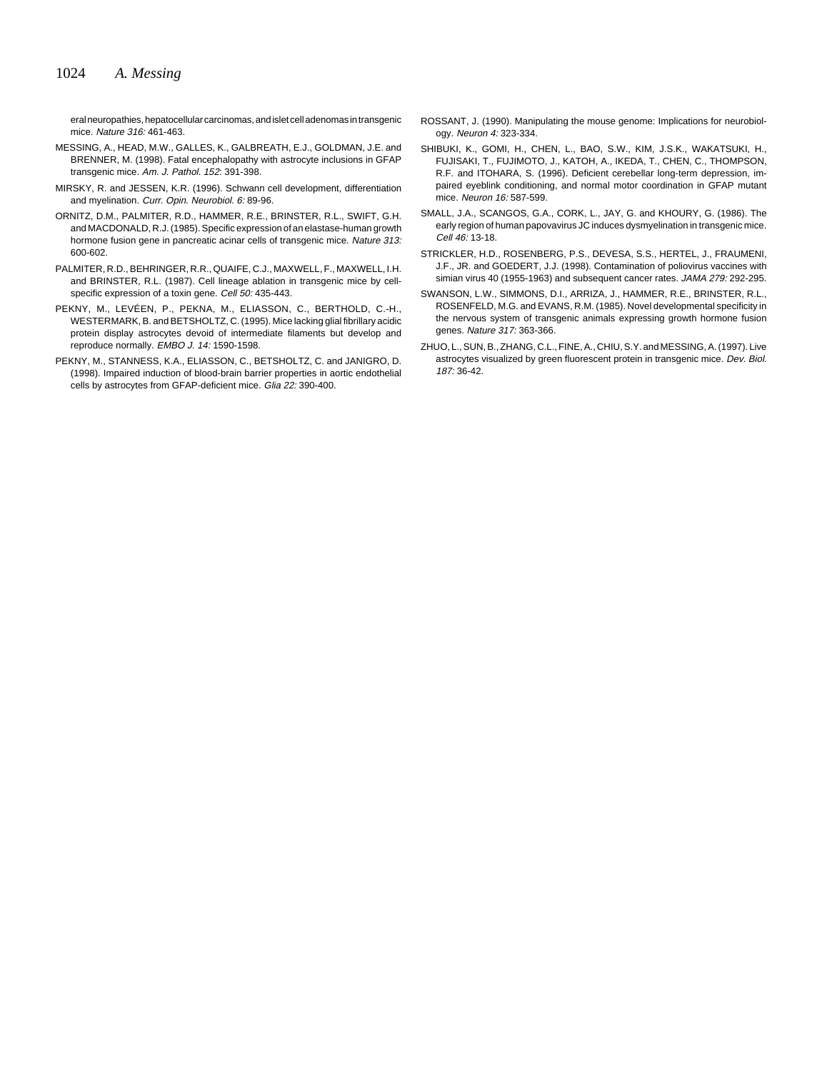eral neuropathies, hepatocellular carcinomas, and islet cell adenomas in transgenic mice. *Nature 316:* 461-463.

MESSING, A., HEAD, M.W., GALLES, K., GALBREATH, E.J., GOLDMAN, J.E. and BRENNER, M. (1998). Fatal encephalopathy with astrocyte inclusions in GFAP transgenic mice. *Am. J. Pathol. 152*: 391-398.

MIRSKY, R. and JESSEN, K.R. (1996). Schwann cell development, differentiation and myelination. *Curr. Opin. Neurobiol. 6:* 89-96.

ORNITZ, D.M., PALMITER, R.D., HAMMER, R.E., BRINSTER, R.L., SWIFT, G.H. and MACDONALD, R.J. (1985). Specific expression of an elastase-human growth hormone fusion gene in pancreatic acinar cells of transgenic mice. *Nature 313:* 600-602.

PALMITER, R.D., BEHRINGER, R.R., QUAIFE, C.J., MAXWELL, F., MAXWELL, I.H. and BRINSTER, R.L. (1987). Cell lineage ablation in transgenic mice by cell-specific expression of a toxin gene. *Cell 50:* 435-443.

PEKNY, M., LEVÉEN, P., PEKNA, M., ELIASSON, C., BERTHOLD, C.-H., WESTERMARK, B. and BETSHOLTZ, C. (1995). Mice lacking glial fibrillary acidic protein display astrocytes devoid of intermediate filaments but develop and reproduce normally. *EMBO J. 14:* 1590-1598.

PEKNY, M., STANNESS, K.A., ELIASSON, C., BETSHOLTZ, C. and JANIGRO, D. (1998). Impaired induction of blood-brain barrier properties in aortic endothelial cells by astrocytes from GFAP-deficient mice. *Glia 22:* 390-400.

ROSSANT, J. (1990). Manipulating the mouse genome: Implications for neurobiology. *Neuron 4:* 323-334.

SHIBUKI, K., GOMI, H., CHEN, L., BAO, S.W., KIM, J.S.K., WAKATSUKI, H., FUJISAKI, T., FUJIMOTO, J., KATOH, A., IKEDA, T., CHEN, C., THOMPSON, R.F. and ITOHARA, S. (1996). Deficient cerebellar long-term depression, impaired eyeblink conditioning, and normal motor coordination in GFAP mutant mice. *Neuron 16:* 587-599.

SMALL, J.A., SCANGOS, G.A., CORK, L., JAY, G. and KHOURY, G. (1986). The early region of human papovavirus JC induces dysmyelination in transgenic mice. *Cell 46:* 13-18.

STRICKLER, H.D., ROSENBERG, P.S., DEVESA, S.S., HERTEL, J., FRAUMENI, J.F., JR. and GOEDERT, J.J. (1998). Contamination of poliovirus vaccines with simian virus 40 (1955-1963) and subsequent cancer rates. *JAMA 279:* 292-295.

SWANSON, L.W., SIMMONS, D.I., ARRIZA, J., HAMMER, R.E., BRINSTER, R.L., ROSENFELD, M.G. and EVANS, R.M. (1985). Novel developmental specificity in the nervous system of transgenic animals expressing growth hormone fusion genes. *Nature 317:* 363-366.

ZHUO, L., SUN, B., ZHANG, C.L., FINE, A., CHIU, S.Y. and MESSING, A. (1997). Live astrocytes visualized by green fluorescent protein in transgenic mice. *Dev. Biol. 187:* 36-42.